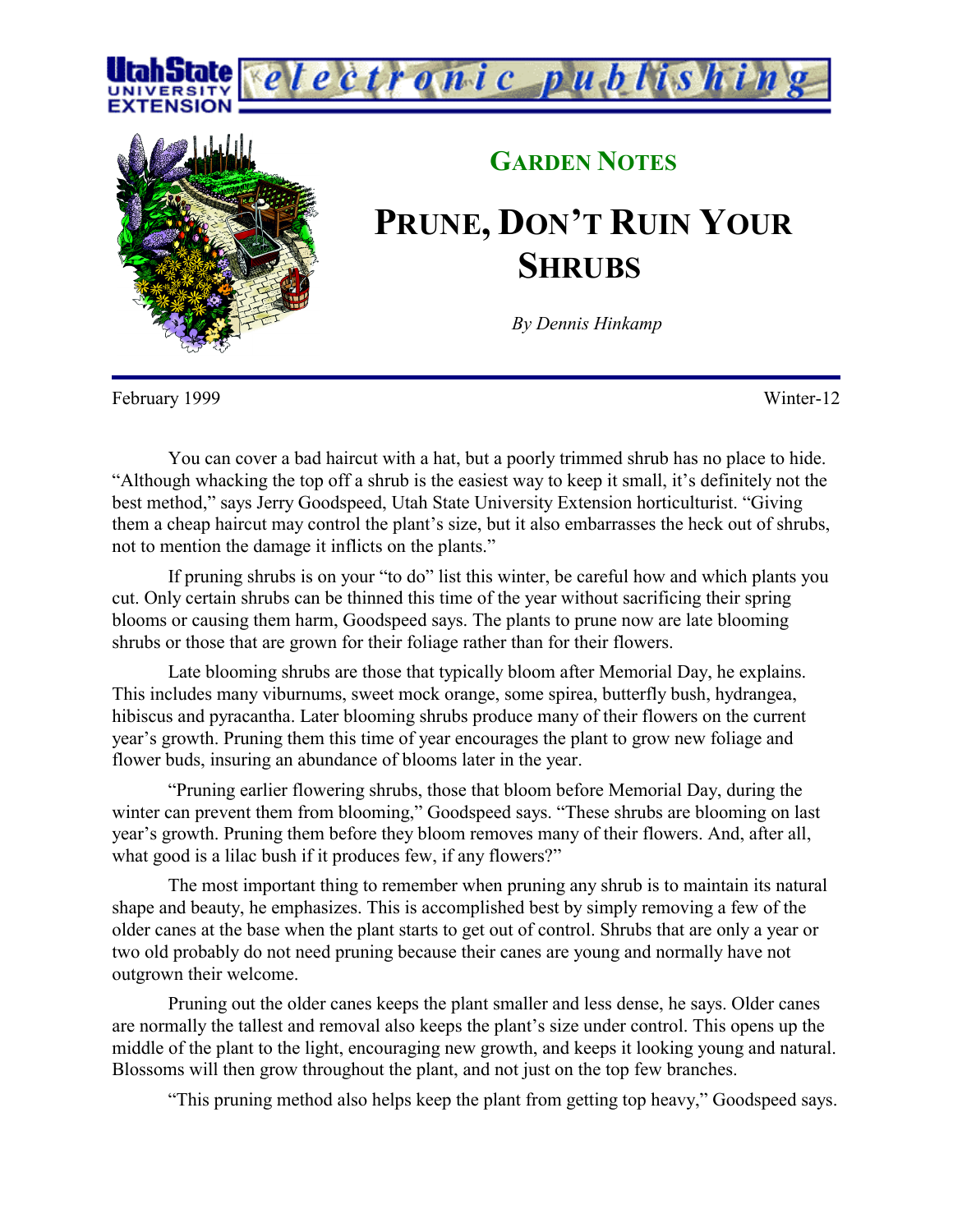# Garden Notes

# Prune, Don't Ruin Your Shrubs

*By Dennis Hinkamp*

February 1999 Winter-12

You can cover a bad haircut with a hat, but a poorly trimmed shrub has no place to hide. "Although whacking the top off a shrub is the easiest way to keep it small, it's definitely not the best method," says Jerry Goodspeed, Utah State University Extension horticulturist. "Giving them a cheap haircut may control the plant's size, but it also embarrasses the heck out of shrubs, not to mention the damage it inflicts on the plants."

If pruning shrubs is on your "to do" list this winter, be careful how and which plants you cut. Only certain shrubs can be thinned this time of the year without sacrificing their spring blooms or causing them harm, Goodspeed says. The plants to prune now are late blooming shrubs or those that are grown for their foliage rather than for their flowers.

Late blooming shrubs are those that typically bloom after Memorial Day, he explains. This includes many viburnums, sweet mock orange, some spirea, butterfly bush, hydrangea, hibiscus and pyracantha. Later blooming shrubs produce many of their flowers on the current year's growth. Pruning them this time of year encourages the plant to grow new foliage and flower buds, insuring an abundance of blooms later in the year.

"Pruning earlier flowering shrubs, those that bloom before Memorial Day, during the winter can prevent them from blooming," Goodspeed says. "These shrubs are blooming on last year's growth. Pruning them before they bloom removes many of their flowers. And, after all, what good is a lilac bush if it produces few, if any flowers?"

The most important thing to remember when pruning any shrub is to maintain its natural shape and beauty, he emphasizes. This is accomplished best by simply removing a few of the older canes at the base when the plant starts to get out of control. Shrubs that are only a year or two old probably do not need pruning because their canes are young and normally have not outgrown their welcome.

Pruning out the older canes keeps the plant smaller and less dense, he says. Older canes are normally the tallest and removal also keeps the plant's size under control. This opens up the middle of the plant to the light, encouraging new growth, and keeps it looking young and natural. Blossoms will then grow throughout the plant, and not just on the top few branches.

"This pruning method also helps keep the plant from getting top heavy," Goodspeed says.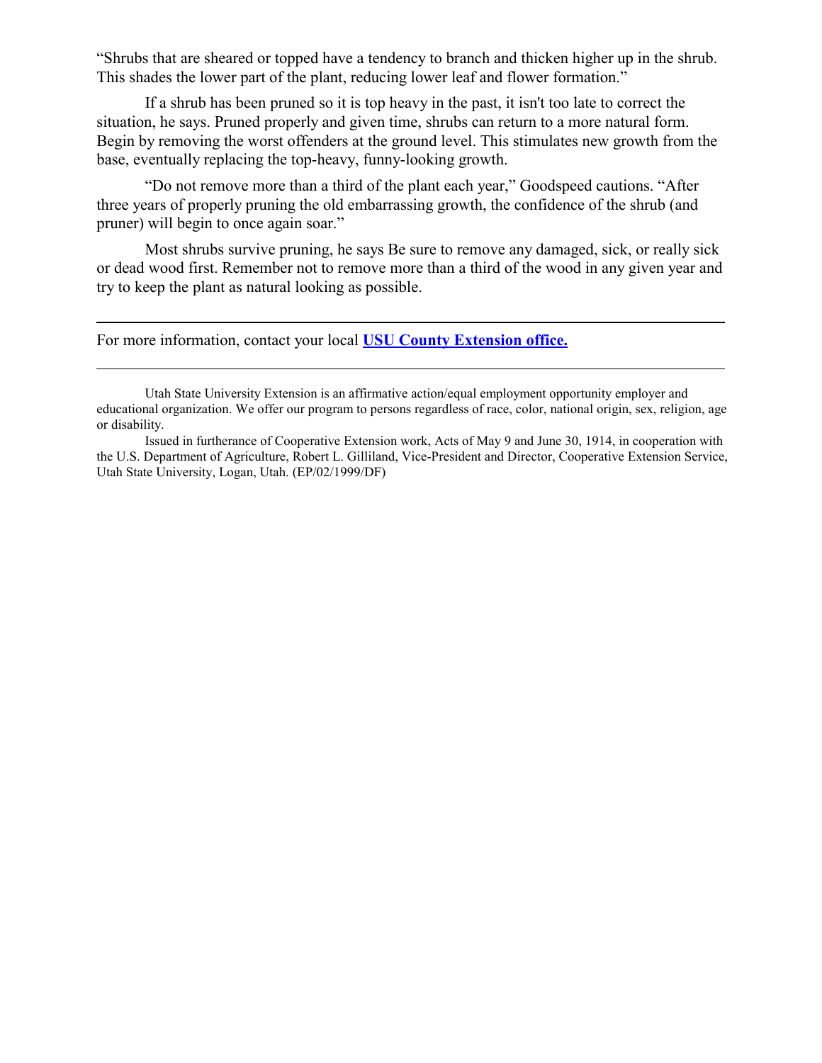"Shrubs that are sheared or topped have a tendency to branch and thicken higher up in the shrub. This shades the lower part of the plant, reducing lower leaf and flower formation."

If a shrub has been pruned so it is top heavy in the past, it isn't too late to correct the situation, he says. Pruned properly and given time, shrubs can return to a more natural form. Begin by removing the worst offenders at the ground level. This stimulates new growth from the base, eventually replacing the top-heavy, funny-looking growth.

"Do not remove more than a third of the plant each year," Goodspeed cautions. "After three years of properly pruning the old embarrassing growth, the confidence of the shrub (and pruner) will begin to once again soar."

Most shrubs survive pruning, he says Be sure to remove any damaged, sick, or really sick or dead wood first. Remember not to remove more than a third of the wood in any given year and try to keep the plant as natural looking as possible.

---

For more information, contact your local **USU County Extension office.**

---

Utah State University Extension is an affirmative action/equal employment opportunity employer and educational organization. We offer our program to persons regardless of race, color, national origin, sex, religion, age or disability.

Issued in furtherance of Cooperative Extension work, Acts of May 9 and June 30, 1914, in cooperation with the U.S. Department of Agriculture, Robert L. Gilliland, Vice-President and Director, Cooperative Extension Service, Utah State University, Logan, Utah. (EP/02/1999/DF)